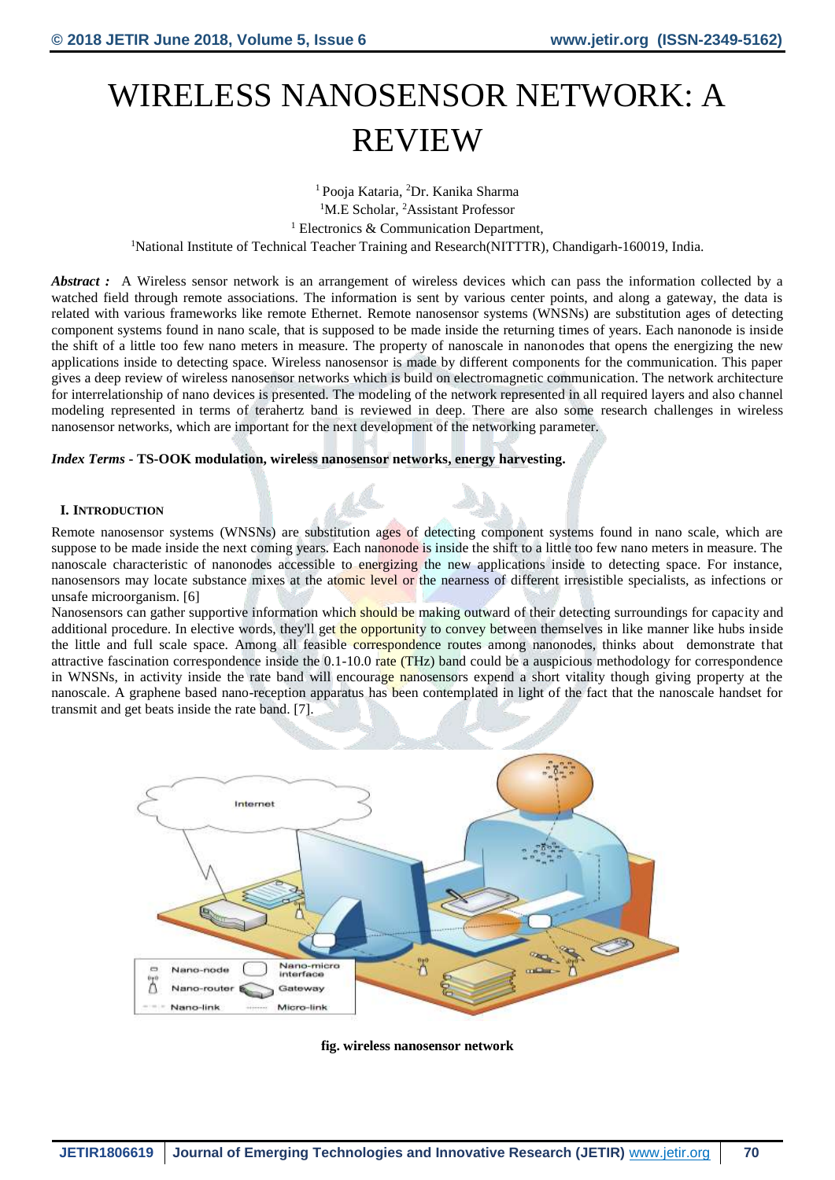# WIRELESS NANOSENSOR NETWORK: A REVIEW

[1] Pooja Kataria, [2]Dr. Kanika Sharma
[1]M.E Scholar, [2]Assistant Professor
[1] Electronics & Communication Department,
[1]National Institute of Technical Teacher Training and Research(NITTTR), Chandigarh-160019, India.

***Abstract :*** A Wireless sensor network is an arrangement of wireless devices which can pass the information collected by a watched field through remote associations. The information is sent by various center points, and along a gateway, the data is related with various frameworks like remote Ethernet. Remote nanosensor systems (WNSNs) are substitution ages of detecting component systems found in nano scale, that is supposed to be made inside the returning times of years. Each nanonode is inside the shift of a little too few nano meters in measure. The property of nanoscale in nanonodes that opens the energizing the new applications inside to detecting space. Wireless nanosensor is made by different components for the communication. This paper gives a deep review of wireless nanosensor networks which is build on electromagnetic communication. The network architecture for interrelationship of nano devices is presented. The modeling of the network represented in all required layers and also channel modeling represented in terms of terahertz band is reviewed in deep. There are also some research challenges in wireless nanosensor networks, which are important for the next development of the networking parameter.

***Index Terms* - TS-OOK modulation, wireless nanosensor networks, energy harvesting.**

## I. Introduction

Remote nanosensor systems (WNSNs) are substitution ages of detecting component systems found in nano scale, which are suppose to be made inside the next coming years. Each nanonode is inside the shift to a little too few nano meters in measure. The nanoscale characteristic of nanonodes accessible to energizing the new applications inside to detecting space. For instance, nanosensors may locate substance mixes at the atomic level or the nearness of different irresistible specialists, as infections or unsafe microorganism. [6]

Nanosensors can gather supportive information which should be making outward of their detecting surroundings for capacity and additional procedure. In elective words, they'll get the opportunity to convey between themselves in like manner like hubs inside the little and full scale space. Among all feasible correspondence routes among nanonodes, thinks about demonstrate that attractive fascination correspondence inside the 0.1-10.0 rate (THz) band could be a auspicious methodology for correspondence in WNSNs, in activity inside the rate band will encourage nanosensors expend a short vitality though giving property at the nanoscale. A graphene based nano-reception apparatus has been contemplated in light of the fact that the nanoscale handset for transmit and get beats inside the rate band. [7].

**fig. wireless nanosensor network**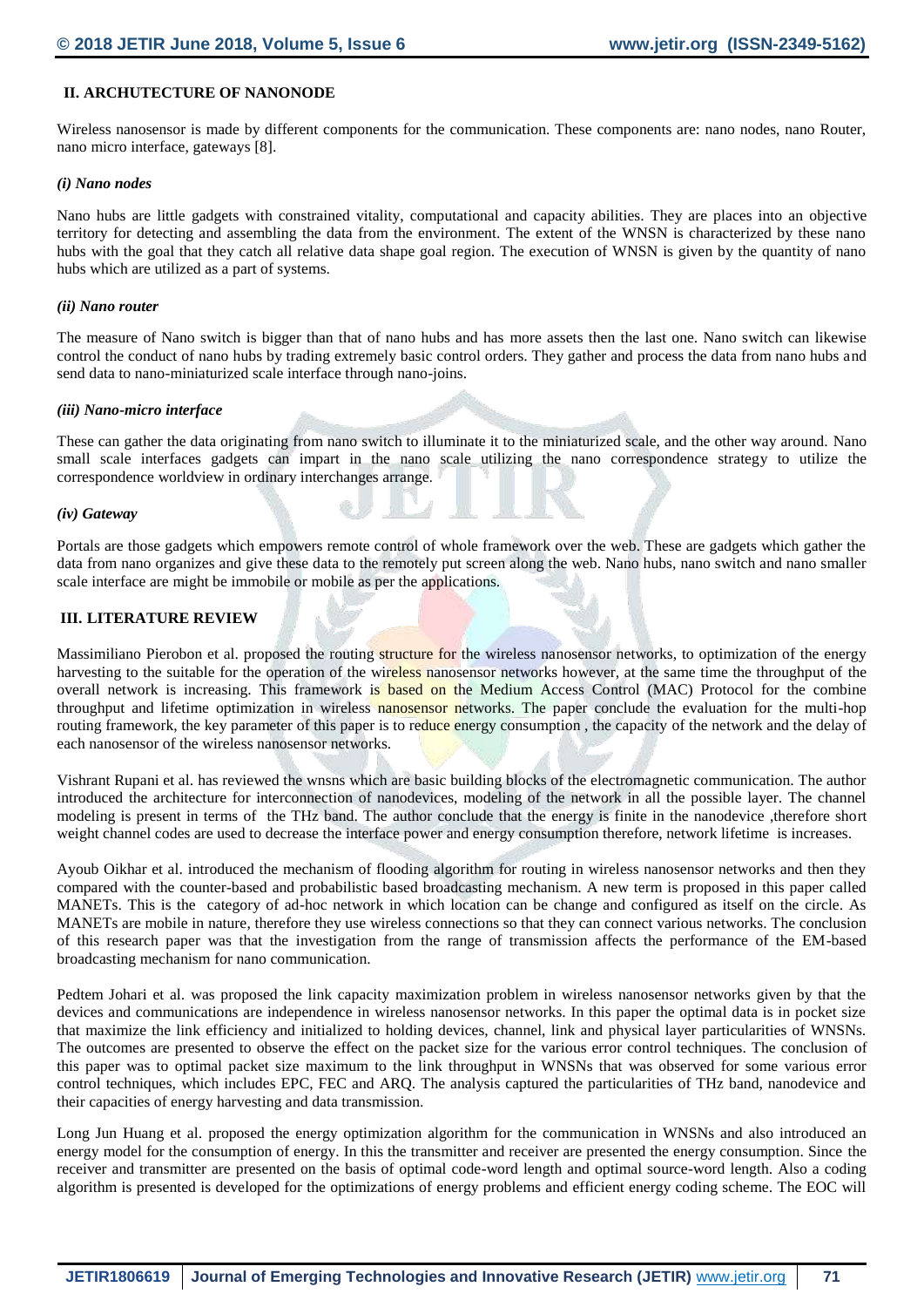## II. ARCHUTECTURE OF NANONODE

Wireless nanosensor is made by different components for the communication. These components are: nano nodes, nano Router, nano micro interface, gateways [8].

### *(i) Nano nodes*

Nano hubs are little gadgets with constrained vitality, computational and capacity abilities. They are places into an objective territory for detecting and assembling the data from the environment. The extent of the WNSN is characterized by these nano hubs with the goal that they catch all relative data shape goal region. The execution of WNSN is given by the quantity of nano hubs which are utilized as a part of systems.

### *(ii) Nano router*

The measure of Nano switch is bigger than that of nano hubs and has more assets then the last one. Nano switch can likewise control the conduct of nano hubs by trading extremely basic control orders. They gather and process the data from nano hubs and send data to nano-miniaturized scale interface through nano-joins.

### *(iii) Nano-micro interface*

These can gather the data originating from nano switch to illuminate it to the miniaturized scale, and the other way around. Nano small scale interfaces gadgets can impart in the nano scale utilizing the nano correspondence strategy to utilize the correspondence worldview in ordinary interchanges arrange.

### *(iv) Gateway*

Portals are those gadgets which empowers remote control of whole framework over the web. These are gadgets which gather the data from nano organizes and give these data to the remotely put screen along the web. Nano hubs, nano switch and nano smaller scale interface are might be immobile or mobile as per the applications.

## III. LITERATURE REVIEW

Massimiliano Pierobon et al. proposed the routing structure for the wireless nanosensor networks, to optimization of the energy harvesting to the suitable for the operation of the wireless nanosensor networks however, at the same time the throughput of the overall network is increasing. This framework is based on the Medium Access Control (MAC) Protocol for the combine throughput and lifetime optimization in wireless nanosensor networks. The paper conclude the evaluation for the multi-hop routing framework, the key parameter of this paper is to reduce energy consumption , the capacity of the network and the delay of each nanosensor of the wireless nanosensor networks.

Vishrant Rupani et al. has reviewed the wnsns which are basic building blocks of the electromagnetic communication. The author introduced the architecture for interconnection of nanodevices, modeling of the network in all the possible layer. The channel modeling is present in terms of the THz band. The author conclude that the energy is finite in the nanodevice ,therefore short weight channel codes are used to decrease the interface power and energy consumption therefore, network lifetime is increases.

Ayoub Oikhar et al. introduced the mechanism of flooding algorithm for routing in wireless nanosensor networks and then they compared with the counter-based and probabilistic based broadcasting mechanism. A new term is proposed in this paper called MANETs. This is the category of ad-hoc network in which location can be change and configured as itself on the circle. As MANETs are mobile in nature, therefore they use wireless connections so that they can connect various networks. The conclusion of this research paper was that the investigation from the range of transmission affects the performance of the EM-based broadcasting mechanism for nano communication.

Pedtem Johari et al. was proposed the link capacity maximization problem in wireless nanosensor networks given by that the devices and communications are independence in wireless nanosensor networks. In this paper the optimal data is in pocket size that maximize the link efficiency and initialized to holding devices, channel, link and physical layer particularities of WNSNs. The outcomes are presented to observe the effect on the packet size for the various error control techniques. The conclusion of this paper was to optimal packet size maximum to the link throughput in WNSNs that was observed for some various error control techniques, which includes EPC, FEC and ARQ. The analysis captured the particularities of THz band, nanodevice and their capacities of energy harvesting and data transmission.

Long Jun Huang et al. proposed the energy optimization algorithm for the communication in WNSNs and also introduced an energy model for the consumption of energy. In this the transmitter and receiver are presented the energy consumption. Since the receiver and transmitter are presented on the basis of optimal code-word length and optimal source-word length. Also a coding algorithm is presented is developed for the optimizations of energy problems and efficient energy coding scheme. The EOC will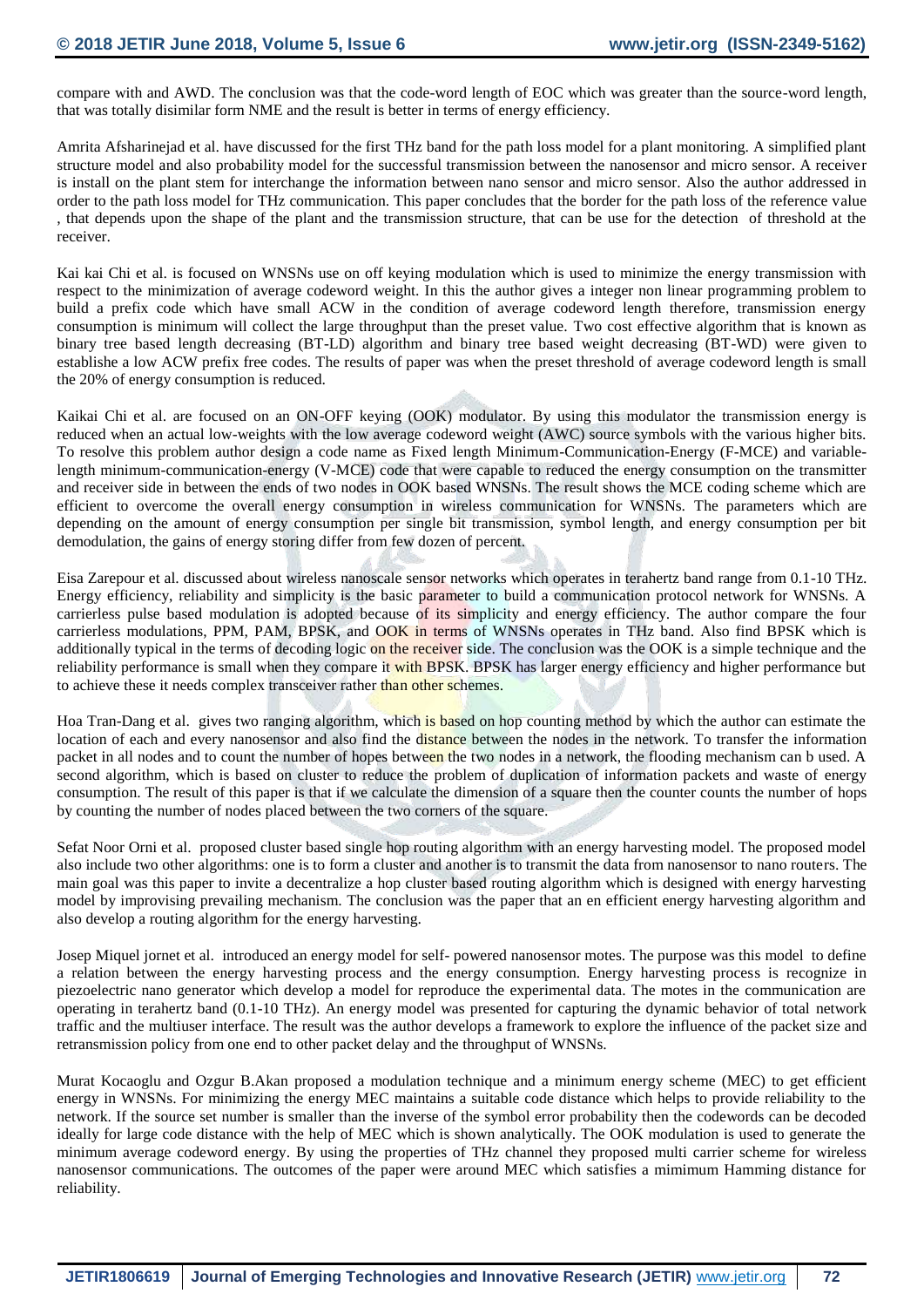compare with and AWD. The conclusion was that the code-word length of EOC which was greater than the source-word length, that was totally disimilar form NME and the result is better in terms of energy efficiency.

Amrita Afsharinejad et al. have discussed for the first THz band for the path loss model for a plant monitoring. A simplified plant structure model and also probability model for the successful transmission between the nanosensor and micro sensor. A receiver is install on the plant stem for interchange the information between nano sensor and micro sensor. Also the author addressed in order to the path loss model for THz communication. This paper concludes that the border for the path loss of the reference value , that depends upon the shape of the plant and the transmission structure, that can be use for the detection of threshold at the receiver.

Kai kai Chi et al. is focused on WNSNs use on off keying modulation which is used to minimize the energy transmission with respect to the minimization of average codeword weight. In this the author gives a integer non linear programming problem to build a prefix code which have small ACW in the condition of average codeword length therefore, transmission energy consumption is minimum will collect the large throughput than the preset value. Two cost effective algorithm that is known as binary tree based length decreasing (BT-LD) algorithm and binary tree based weight decreasing (BT-WD) were given to establishe a low ACW prefix free codes. The results of paper was when the preset threshold of average codeword length is small the 20% of energy consumption is reduced.

Kaikai Chi et al. are focused on an ON-OFF keying (OOK) modulator. By using this modulator the transmission energy is reduced when an actual low-weights with the low average codeword weight (AWC) source symbols with the various higher bits. To resolve this problem author design a code name as Fixed length Minimum-Communication-Energy (F-MCE) and variable-length minimum-communication-energy (V-MCE) code that were capable to reduced the energy consumption on the transmitter and receiver side in between the ends of two nodes in OOK based WNSNs. The result shows the MCE coding scheme which are efficient to overcome the overall energy consumption in wireless communication for WNSNs. The parameters which are depending on the amount of energy consumption per single bit transmission, symbol length, and energy consumption per bit demodulation, the gains of energy storing differ from few dozen of percent.

Eisa Zarepour et al. discussed about wireless nanoscale sensor networks which operates in terahertz band range from 0.1-10 THz. Energy efficiency, reliability and simplicity is the basic parameter to build a communication protocol network for WNSNs. A carrierless pulse based modulation is adopted because of its simplicity and energy efficiency. The author compare the four carrierless modulations, PPM, PAM, BPSK, and OOK in terms of WNSNs operates in THz band. Also find BPSK which is additionally typical in the terms of decoding logic on the receiver side. The conclusion was the OOK is a simple technique and the reliability performance is small when they compare it with BPSK. BPSK has larger energy efficiency and higher performance but to achieve these it needs complex transceiver rather than other schemes.

Hoa Tran-Dang et al. gives two ranging algorithm, which is based on hop counting method by which the author can estimate the location of each and every nanosensor and also find the distance between the nodes in the network. To transfer the information packet in all nodes and to count the number of hopes between the two nodes in a network, the flooding mechanism can b used. A second algorithm, which is based on cluster to reduce the problem of duplication of information packets and waste of energy consumption. The result of this paper is that if we calculate the dimension of a square then the counter counts the number of hops by counting the number of nodes placed between the two corners of the square.

Sefat Noor Orni et al. proposed cluster based single hop routing algorithm with an energy harvesting model. The proposed model also include two other algorithms: one is to form a cluster and another is to transmit the data from nanosensor to nano routers. The main goal was this paper to invite a hop cluster based routing algorithm which is designed with energy harvesting model by improvising prevailing mechanism. The conclusion was the paper that an en efficient energy harvesting algorithm and also develop a routing algorithm for the energy harvesting.

Josep Miquel jornet et al. introduced an energy model for self- powered nanosensor motes. The purpose was this model to define a relation between the energy harvesting process and the energy consumption. Energy harvesting process is recognize in piezoelectric nano generator which develop a model for reproduce the experimental data. The motes in the communication are operating in terahertz band (0.1-10 THz). An energy model was presented for capturing the dynamic behavior of total network traffic and the multiuser interface. The result was the author develops a framework to explore the influence of the packet size and retransmission policy from one end to other packet delay and the throughput of WNSNs.

Murat Kocaoglu and Ozgur B.Akan proposed a modulation technique and a minimum energy scheme (MEC) to get efficient energy in WNSNs. For minimizing the energy MEC maintains a suitable code distance which helps to provide reliability to the network. If the source set number is smaller than the inverse of the symbol error probability then the codewords can be decoded ideally for large code distance with the help of MEC which is shown analytically. The OOK modulation is used to generate the minimum average codeword energy. By using the properties of THz channel they proposed multi carrier scheme for wireless nanosensor communications. The outcomes of the paper were around MEC which satisfies a mimimum Hamming distance for reliability.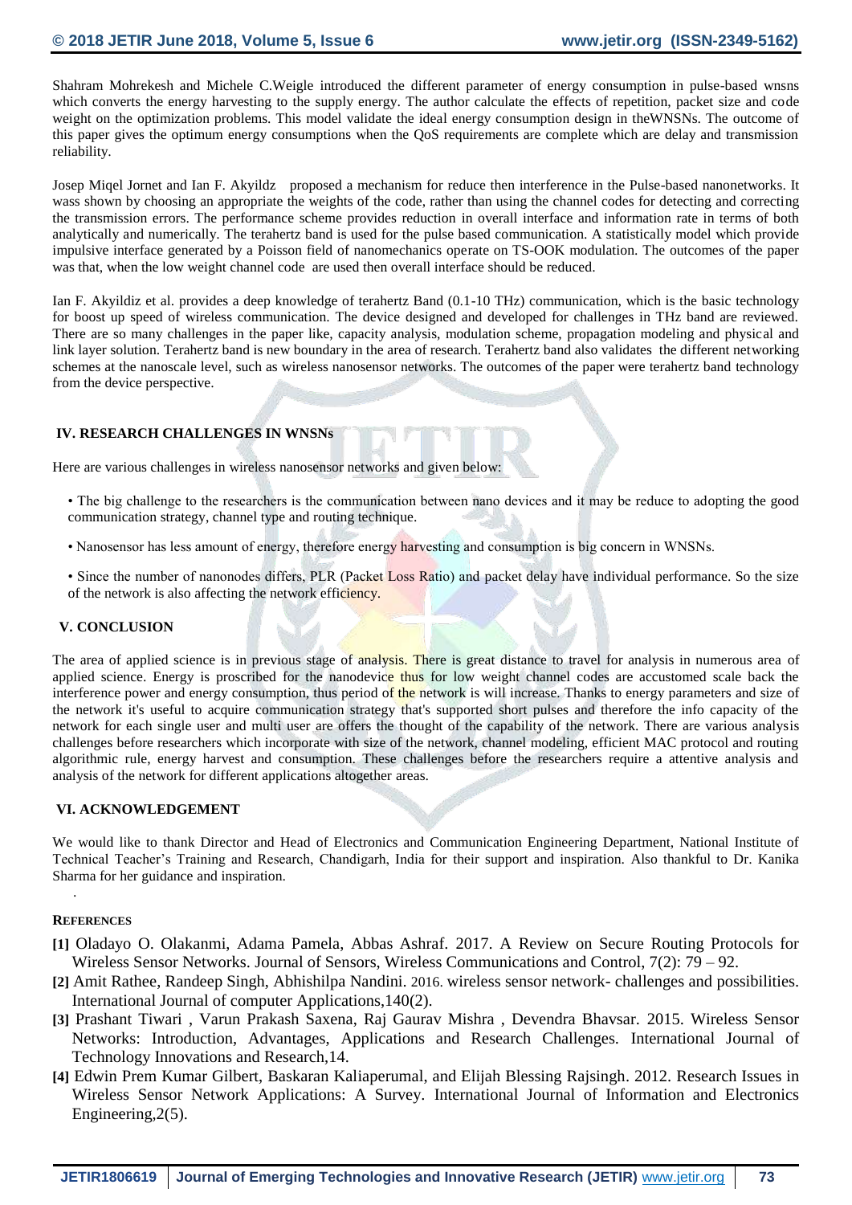Shahram Mohrekesh and Michele C.Weigle introduced the different parameter of energy consumption in pulse-based wnsns which converts the energy harvesting to the supply energy. The author calculate the effects of repetition, packet size and code weight on the optimization problems. This model validate the ideal energy consumption design in theWNSNs. The outcome of this paper gives the optimum energy consumptions when the QoS requirements are complete which are delay and transmission reliability.

Josep Miqel Jornet and Ian F. Akyildz proposed a mechanism for reduce then interference in the Pulse-based nanonetworks. It wass shown by choosing an appropriate the weights of the code, rather than using the channel codes for detecting and correcting the transmission errors. The performance scheme provides reduction in overall interface and information rate in terms of both analytically and numerically. The terahertz band is used for the pulse based communication. A statistically model which provide impulsive interface generated by a Poisson field of nanomechanics operate on TS-OOK modulation. The outcomes of the paper was that, when the low weight channel code are used then overall interface should be reduced.

Ian F. Akyildiz et al. provides a deep knowledge of terahertz Band (0.1-10 THz) communication, which is the basic technology for boost up speed of wireless communication. The device designed and developed for challenges in THz band are reviewed. There are so many challenges in the paper like, capacity analysis, modulation scheme, propagation modeling and physical and link layer solution. Terahertz band is new boundary in the area of research. Terahertz band also validates the different networking schemes at the nanoscale level, such as wireless nanosensor networks. The outcomes of the paper were terahertz band technology from the device perspective.

## IV. RESEARCH CHALLENGES IN WNSNs

Here are various challenges in wireless nanosensor networks and given below:

- The big challenge to the researchers is the communication between nano devices and it may be reduce to adopting the good communication strategy, channel type and routing technique.
- Nanosensor has less amount of energy, therefore energy harvesting and consumption is big concern in WNSNs.
- Since the number of nanonodes differs, PLR (Packet Loss Ratio) and packet delay have individual performance. So the size of the network is also affecting the network efficiency.

## V. CONCLUSION

The area of applied science is in previous stage of analysis. There is great distance to travel for analysis in numerous area of applied science. Energy is proscribed for the nanodevice thus for low weight channel codes are accustomed scale back the interference power and energy consumption, thus period of the network is will increase. Thanks to energy parameters and size of the network it's useful to acquire communication strategy that's supported short pulses and therefore the info capacity of the network for each single user and multi user are offers the thought of the capability of the network. There are various analysis challenges before researchers which incorporate with size of the network, channel modeling, efficient MAC protocol and routing algorithmic rule, energy harvest and consumption. These challenges before the researchers require a attentive analysis and analysis of the network for different applications altogether areas.

## VI. ACKNOWLEDGEMENT

We would like to thank Director and Head of Electronics and Communication Engineering Department, National Institute of Technical Teacher's Training and Research, Chandigarh, India for their support and inspiration. Also thankful to Dr. Kanika Sharma for her guidance and inspiration.

## REFERENCES

**[1]** Oladayo O. Olakanmi, Adama Pamela, Abbas Ashraf. 2017. A Review on Secure Routing Protocols for Wireless Sensor Networks. Journal of Sensors, Wireless Communications and Control, 7(2): 79 – 92.

**[2]** Amit Rathee, Randeep Singh, Abhishilpa Nandini. 2016. wireless sensor network- challenges and possibilities. International Journal of computer Applications,140(2).

**[3]** Prashant Tiwari , Varun Prakash Saxena, Raj Gaurav Mishra , Devendra Bhavsar. 2015. Wireless Sensor Networks: Introduction, Advantages, Applications and Research Challenges. International Journal of Technology Innovations and Research,14.

**[4]** Edwin Prem Kumar Gilbert, Baskaran Kaliaperumal, and Elijah Blessing Rajsingh. 2012. Research Issues in Wireless Sensor Network Applications: A Survey. International Journal of Information and Electronics Engineering,2(5).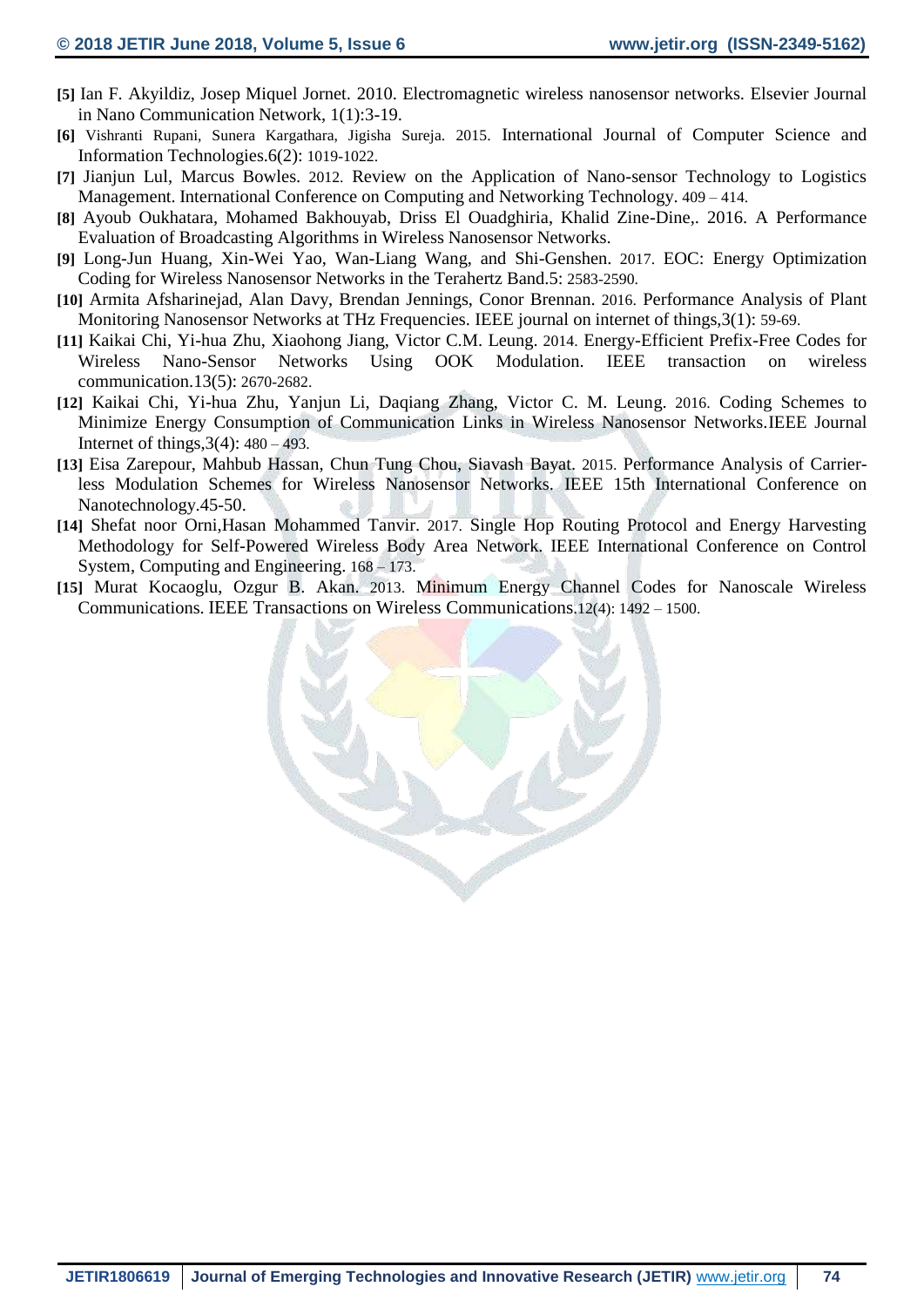[5] Ian F. Akyildiz, Josep Miquel Jornet. 2010. Electromagnetic wireless nanosensor networks. Elsevier Journal in Nano Communication Network, 1(1):3-19.

[6] Vishranti Rupani, Sunera Kargathara, Jigisha Sureja. 2015. International Journal of Computer Science and Information Technologies.6(2): 1019-1022.

[7] Jianjun Lul, Marcus Bowles. 2012. Review on the Application of Nano-sensor Technology to Logistics Management. International Conference on Computing and Networking Technology. 409 – 414.

[8] Ayoub Oukhatara, Mohamed Bakhouyab, Driss El Ouadghiria, Khalid Zine-Dine,. 2016. A Performance Evaluation of Broadcasting Algorithms in Wireless Nanosensor Networks.

[9] Long-Jun Huang, Xin-Wei Yao, Wan-Liang Wang, and Shi-Genshen. 2017. EOC: Energy Optimization Coding for Wireless Nanosensor Networks in the Terahertz Band.5: 2583-2590.

[10] Armita Afsharinejad, Alan Davy, Brendan Jennings, Conor Brennan. 2016. Performance Analysis of Plant Monitoring Nanosensor Networks at THz Frequencies. IEEE journal on internet of things,3(1): 59-69.

[11] Kaikai Chi, Yi-hua Zhu, Xiaohong Jiang, Victor C.M. Leung. 2014. Energy-Efficient Prefix-Free Codes for Wireless Nano-Sensor Networks Using OOK Modulation. IEEE transaction on wireless communication.13(5): 2670-2682.

[12] Kaikai Chi, Yi-hua Zhu, Yanjun Li, Daqiang Zhang, Victor C. M. Leung. 2016. Coding Schemes to Minimize Energy Consumption of Communication Links in Wireless Nanosensor Networks.IEEE Journal Internet of things,3(4): 480 – 493.

[13] Eisa Zarepour, Mahbub Hassan, Chun Tung Chou, Siavash Bayat. 2015. Performance Analysis of Carrier-less Modulation Schemes for Wireless Nanosensor Networks. IEEE 15th International Conference on Nanotechnology.45-50.

[14] Shefat noor Orni,Hasan Mohammed Tanvir. 2017. Single Hop Routing Protocol and Energy Harvesting Methodology for Self-Powered Wireless Body Area Network. IEEE International Conference on Control System, Computing and Engineering. 168 – 173.

[15] Murat Kocaoglu, Ozgur B. Akan. 2013. Minimum Energy Channel Codes for Nanoscale Wireless Communications. IEEE Transactions on Wireless Communications.12(4): 1492 – 1500.